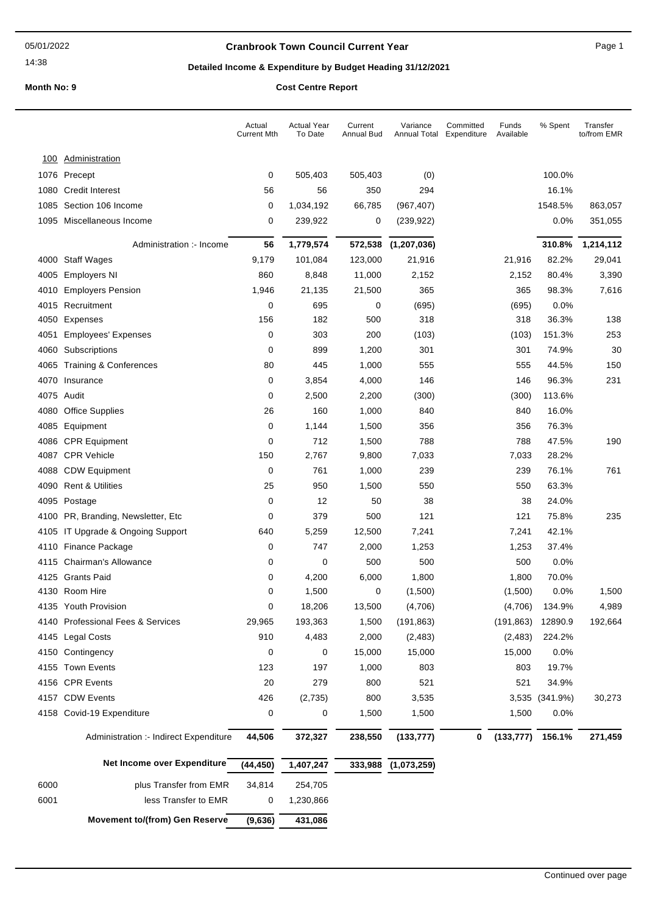05/01/2022

14:38

# Cranbrook Town Council Current Year

## Detailed Income & Expenditure by Budget Heading 31/12/2021

**Month No: 9** **Cost Centre Report**

| | | Actual Current Mth | Actual Year To Date | Current Annual Bud | Variance Annual Total | Committed Expenditure | Funds Available | % Spent | Transfer to/from EMR |
|---|---|---|---|---|---|---|---|---|---|
| 100 | Administration | | | | | | | | |
| 1076 | Precept | 0 | 505,403 | 505,403 | (0) | | | 100.0% | |
| 1080 | Credit Interest | 56 | 56 | 350 | 294 | | | 16.1% | |
| 1085 | Section 106 Income | 0 | 1,034,192 | 66,785 | (967,407) | | | 1548.5% | 863,057 |
| 1095 | Miscellaneous Income | 0 | 239,922 | 0 | (239,922) | | | 0.0% | 351,055 |
| | Administration :- Income | **56** | **1,779,574** | **572,538** | **(1,207,036)** | | | **310.8%** | **1,214,112** |
| 4000 | Staff Wages | 9,179 | 101,084 | 123,000 | 21,916 | | 21,916 | 82.2% | 29,041 |
| 4005 | Employers NI | 860 | 8,848 | 11,000 | 2,152 | | 2,152 | 80.4% | 3,390 |
| 4010 | Employers Pension | 1,946 | 21,135 | 21,500 | 365 | | 365 | 98.3% | 7,616 |
| 4015 | Recruitment | 0 | 695 | 0 | (695) | | (695) | 0.0% | |
| 4050 | Expenses | 156 | 182 | 500 | 318 | | 318 | 36.3% | 138 |
| 4051 | Employees' Expenses | 0 | 303 | 200 | (103) | | (103) | 151.3% | 253 |
| 4060 | Subscriptions | 0 | 899 | 1,200 | 301 | | 301 | 74.9% | 30 |
| 4065 | Training & Conferences | 80 | 445 | 1,000 | 555 | | 555 | 44.5% | 150 |
| 4070 | Insurance | 0 | 3,854 | 4,000 | 146 | | 146 | 96.3% | 231 |
| 4075 | Audit | 0 | 2,500 | 2,200 | (300) | | (300) | 113.6% | |
| 4080 | Office Supplies | 26 | 160 | 1,000 | 840 | | 840 | 16.0% | |
| 4085 | Equipment | 0 | 1,144 | 1,500 | 356 | | 356 | 76.3% | |
| 4086 | CPR Equipment | 0 | 712 | 1,500 | 788 | | 788 | 47.5% | 190 |
| 4087 | CPR Vehicle | 150 | 2,767 | 9,800 | 7,033 | | 7,033 | 28.2% | |
| 4088 | CDW Equipment | 0 | 761 | 1,000 | 239 | | 239 | 76.1% | 761 |
| 4090 | Rent & Utilities | 25 | 950 | 1,500 | 550 | | 550 | 63.3% | |
| 4095 | Postage | 0 | 12 | 50 | 38 | | 38 | 24.0% | |
| 4100 | PR, Branding, Newsletter, Etc | 0 | 379 | 500 | 121 | | 121 | 75.8% | 235 |
| 4105 | IT Upgrade & Ongoing Support | 640 | 5,259 | 12,500 | 7,241 | | 7,241 | 42.1% | |
| 4110 | Finance Package | 0 | 747 | 2,000 | 1,253 | | 1,253 | 37.4% | |
| 4115 | Chairman's Allowance | 0 | 0 | 500 | 500 | | 500 | 0.0% | |
| 4125 | Grants Paid | 0 | 4,200 | 6,000 | 1,800 | | 1,800 | 70.0% | |
| 4130 | Room Hire | 0 | 1,500 | 0 | (1,500) | | (1,500) | 0.0% | 1,500 |
| 4135 | Youth Provision | 0 | 18,206 | 13,500 | (4,706) | | (4,706) | 134.9% | 4,989 |
| 4140 | Professional Fees & Services | 29,965 | 193,363 | 1,500 | (191,863) | | (191,863) | 12890.9 | 192,664 |
| 4145 | Legal Costs | 910 | 4,483 | 2,000 | (2,483) | | (2,483) | 224.2% | |
| 4150 | Contingency | 0 | 0 | 15,000 | 15,000 | | 15,000 | 0.0% | |
| 4155 | Town Events | 123 | 197 | 1,000 | 803 | | 803 | 19.7% | |
| 4156 | CPR Events | 20 | 279 | 800 | 521 | | 521 | 34.9% | |
| 4157 | CDW Events | 426 | (2,735) | 800 | 3,535 | | 3,535 | (341.9%) | 30,273 |
| 4158 | Covid-19 Expenditure | 0 | 0 | 1,500 | 1,500 | | 1,500 | 0.0% | |
| | Administration :- Indirect Expenditure | **44,506** | **372,327** | **238,550** | **(133,777)** | **0** | **(133,777)** | **156.1%** | **271,459** |
| | **Net Income over Expenditure** | **(44,450)** | **1,407,247** | **333,988** | **(1,073,259)** | | | | |
| 6000 | plus Transfer from EMR | 34,814 | 254,705 | | | | | | |
| 6001 | less Transfer to EMR | 0 | 1,230,866 | | | | | | |
| | **Movement to/(from) Gen Reserve** | **(9,636)** | **431,086** | | | | | | |

Continued over page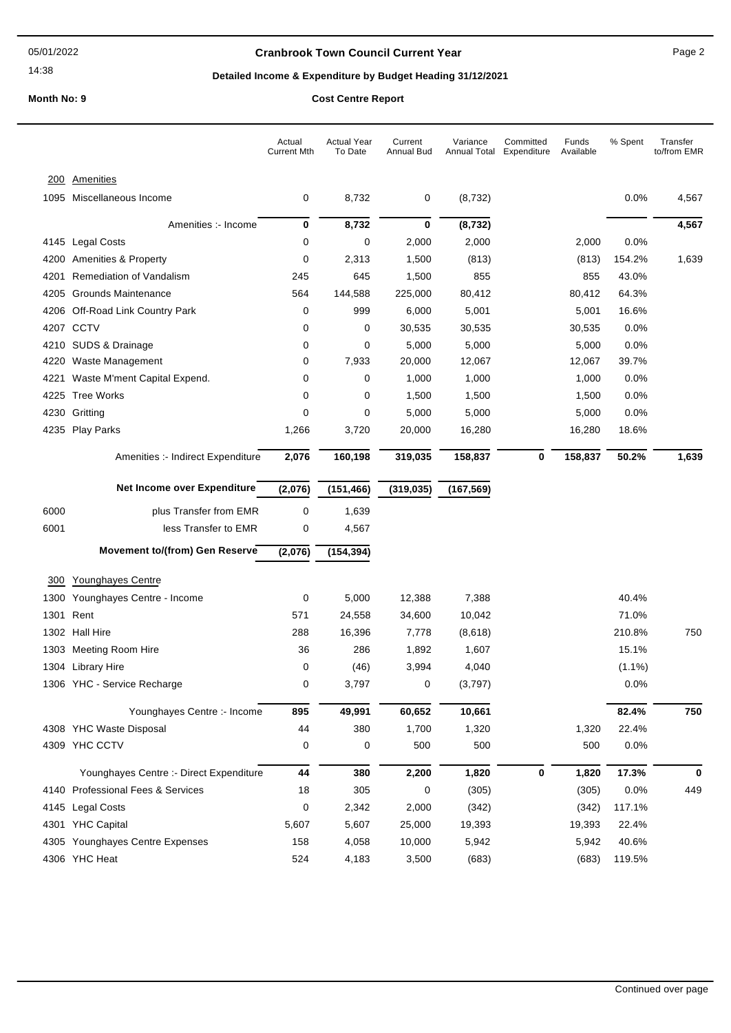# Cranbrook Town Council Current Year

05/01/2022
14:38

## Detailed Income & Expenditure by Budget Heading 31/12/2021

**Month No: 9** **Cost Centre Report**

| | | Actual Current Mth | Actual Year To Date | Current Annual Bud | Variance Annual Total | Committed Expenditure | Funds Available | % Spent | Transfer to/from EMR |
|---|---|---|---|---|---|---|---|---|---|
| 200 | Amenities | | | | | | | | |
| 1095 | Miscellaneous Income | 0 | 8,732 | 0 | (8,732) | | | 0.0% | 4,567 |
| | **Amenities :- Income** | **0** | **8,732** | **0** | **(8,732)** | | | | **4,567** |
| 4145 | Legal Costs | 0 | 0 | 2,000 | 2,000 | | 2,000 | 0.0% | |
| 4200 | Amenities & Property | 0 | 2,313 | 1,500 | (813) | | (813) | 154.2% | 1,639 |
| 4201 | Remediation of Vandalism | 245 | 645 | 1,500 | 855 | | 855 | 43.0% | |
| 4205 | Grounds Maintenance | 564 | 144,588 | 225,000 | 80,412 | | 80,412 | 64.3% | |
| 4206 | Off-Road Link Country Park | 0 | 999 | 6,000 | 5,001 | | 5,001 | 16.6% | |
| 4207 | CCTV | 0 | 0 | 30,535 | 30,535 | | 30,535 | 0.0% | |
| 4210 | SUDS & Drainage | 0 | 0 | 5,000 | 5,000 | | 5,000 | 0.0% | |
| 4220 | Waste Management | 0 | 7,933 | 20,000 | 12,067 | | 12,067 | 39.7% | |
| 4221 | Waste M'ment Capital Expend. | 0 | 0 | 1,000 | 1,000 | | 1,000 | 0.0% | |
| 4225 | Tree Works | 0 | 0 | 1,500 | 1,500 | | 1,500 | 0.0% | |
| 4230 | Gritting | 0 | 0 | 5,000 | 5,000 | | 5,000 | 0.0% | |
| 4235 | Play Parks | 1,266 | 3,720 | 20,000 | 16,280 | | 16,280 | 18.6% | |
| | **Amenities :- Indirect Expenditure** | **2,076** | **160,198** | **319,035** | **158,837** | **0** | **158,837** | **50.2%** | **1,639** |
| | **Net Income over Expenditure** | **(2,076)** | **(151,466)** | **(319,035)** | **(167,569)** | | | | |
| 6000 | plus Transfer from EMR | 0 | 1,639 | | | | | | |
| 6001 | less Transfer to EMR | 0 | 4,567 | | | | | | |
| | **Movement to/(from) Gen Reserve** | **(2,076)** | **(154,394)** | | | | | | |
| 300 | Younghayes Centre | | | | | | | | |
| 1300 | Younghayes Centre - Income | 0 | 5,000 | 12,388 | 7,388 | | | 40.4% | |
| 1301 | Rent | 571 | 24,558 | 34,600 | 10,042 | | | 71.0% | |
| 1302 | Hall Hire | 288 | 16,396 | 7,778 | (8,618) | | | 210.8% | 750 |
| 1303 | Meeting Room Hire | 36 | 286 | 1,892 | 1,607 | | | 15.1% | |
| 1304 | Library Hire | 0 | (46) | 3,994 | 4,040 | | | (1.1%) | |
| 1306 | YHC - Service Recharge | 0 | 3,797 | 0 | (3,797) | | | 0.0% | |
| | **Younghayes Centre :- Income** | **895** | **49,991** | **60,652** | **10,661** | | | **82.4%** | **750** |
| 4308 | YHC Waste Disposal | 44 | 380 | 1,700 | 1,320 | | 1,320 | 22.4% | |
| 4309 | YHC CCTV | 0 | 0 | 500 | 500 | | 500 | 0.0% | |
| | **Younghayes Centre :- Direct Expenditure** | **44** | **380** | **2,200** | **1,820** | **0** | **1,820** | **17.3%** | **0** |
| 4140 | Professional Fees & Services | 18 | 305 | 0 | (305) | | (305) | 0.0% | 449 |
| 4145 | Legal Costs | 0 | 2,342 | 2,000 | (342) | | (342) | 117.1% | |
| 4301 | YHC Capital | 5,607 | 5,607 | 25,000 | 19,393 | | 19,393 | 22.4% | |
| 4305 | Younghayes Centre Expenses | 158 | 4,058 | 10,000 | 5,942 | | 5,942 | 40.6% | |
| 4306 | YHC Heat | 524 | 4,183 | 3,500 | (683) | | (683) | 119.5% | |

Continued over page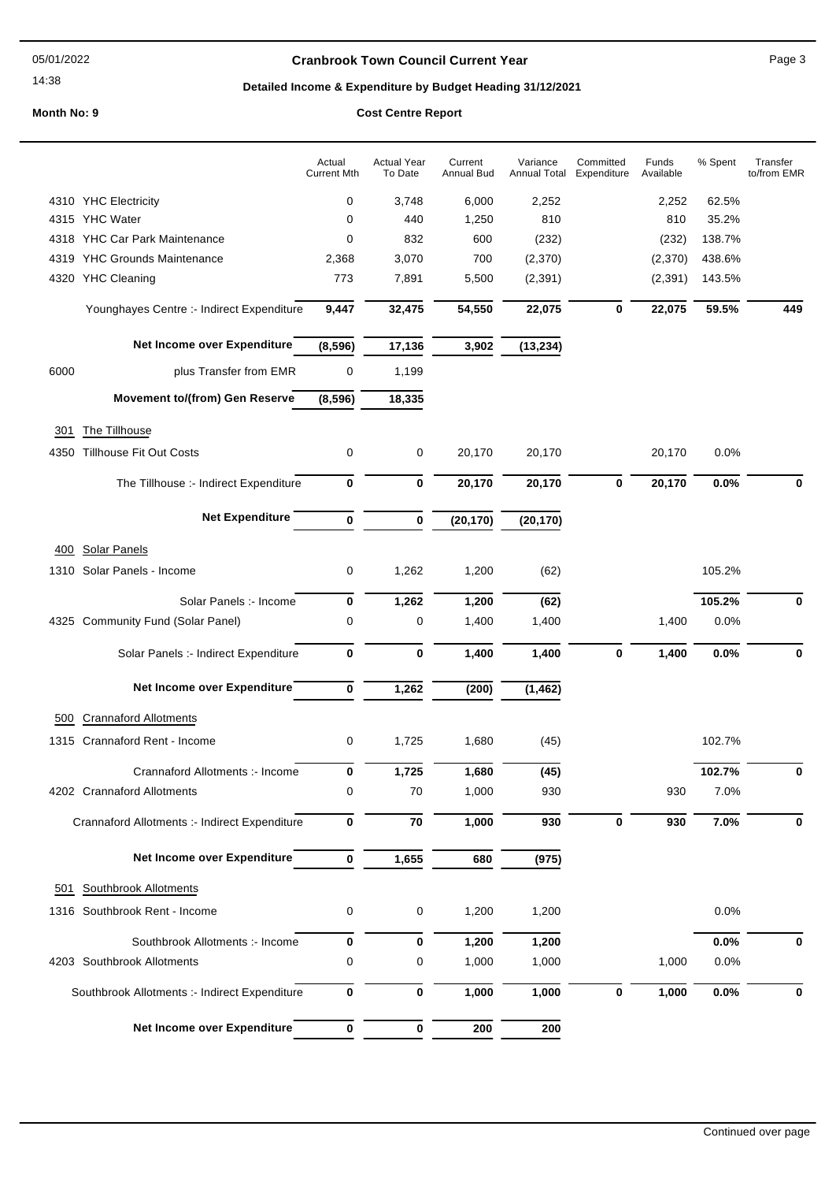# Cranbrook Town Council Current Year

## Detailed Income & Expenditure by Budget Heading 31/12/2021

**Month No: 9**

**Cost Centre Report**

| | | Actual Current Mth | Actual Year To Date | Current Annual Bud | Variance Annual Total | Committed Expenditure | Funds Available | % Spent | Transfer to/from EMR |
|---|---|---|---|---|---|---|---|---|---|
| 4310 | YHC Electricity | 0 | 3,748 | 6,000 | 2,252 | | 2,252 | 62.5% | |
| 4315 | YHC Water | 0 | 440 | 1,250 | 810 | | 810 | 35.2% | |
| 4318 | YHC Car Park Maintenance | 0 | 832 | 600 | (232) | | (232) | 138.7% | |
| 4319 | YHC Grounds Maintenance | 2,368 | 3,070 | 700 | (2,370) | | (2,370) | 438.6% | |
| 4320 | YHC Cleaning | 773 | 7,891 | 5,500 | (2,391) | | (2,391) | 143.5% | |
| | Younghayes Centre :- Indirect Expenditure | **9,447** | **32,475** | **54,550** | **22,075** | **0** | **22,075** | **59.5%** | **449** |
| | **Net Income over Expenditure** | **(8,596)** | **17,136** | **3,902** | **(13,234)** | | | | |
| 6000 | plus Transfer from EMR | 0 | 1,199 | | | | | | |
| | **Movement to/(from) Gen Reserve** | **(8,596)** | **18,335** | | | | | | |
| 301 | The Tillhouse | | | | | | | | |
| 4350 | Tillhouse Fit Out Costs | 0 | 0 | 20,170 | 20,170 | | 20,170 | 0.0% | |
| | The Tillhouse :- Indirect Expenditure | **0** | **0** | **20,170** | **20,170** | **0** | **20,170** | **0.0%** | **0** |
| | **Net Expenditure** | **0** | **0** | **(20,170)** | **(20,170)** | | | | |
| 400 | Solar Panels | | | | | | | | |
| 1310 | Solar Panels - Income | 0 | 1,262 | 1,200 | (62) | | | 105.2% | |
| | Solar Panels :- Income | **0** | **1,262** | **1,200** | **(62)** | | | **105.2%** | **0** |
| 4325 | Community Fund (Solar Panel) | 0 | 0 | 1,400 | 1,400 | | 1,400 | 0.0% | |
| | Solar Panels :- Indirect Expenditure | **0** | **0** | **1,400** | **1,400** | **0** | **1,400** | **0.0%** | **0** |
| | **Net Income over Expenditure** | **0** | **1,262** | **(200)** | **(1,462)** | | | | |
| 500 | Crannaford Allotments | | | | | | | | |
| 1315 | Crannaford Rent - Income | 0 | 1,725 | 1,680 | (45) | | | 102.7% | |
| | Crannaford Allotments :- Income | **0** | **1,725** | **1,680** | **(45)** | | | **102.7%** | **0** |
| 4202 | Crannaford Allotments | 0 | 70 | 1,000 | 930 | | 930 | 7.0% | |
| | Crannaford Allotments :- Indirect Expenditure | **0** | **70** | **1,000** | **930** | **0** | **930** | **7.0%** | **0** |
| | **Net Income over Expenditure** | **0** | **1,655** | **680** | **(975)** | | | | |
| 501 | Southbrook Allotments | | | | | | | | |
| 1316 | Southbrook Rent - Income | 0 | 0 | 1,200 | 1,200 | | | 0.0% | |
| | Southbrook Allotments :- Income | **0** | **0** | **1,200** | **1,200** | | | **0.0%** | **0** |
| 4203 | Southbrook Allotments | 0 | 0 | 1,000 | 1,000 | | 1,000 | 0.0% | |
| | Southbrook Allotments :- Indirect Expenditure | **0** | **0** | **1,000** | **1,000** | **0** | **1,000** | **0.0%** | **0** |
| | **Net Income over Expenditure** | **0** | **0** | **200** | **200** | | | | |

Continued over page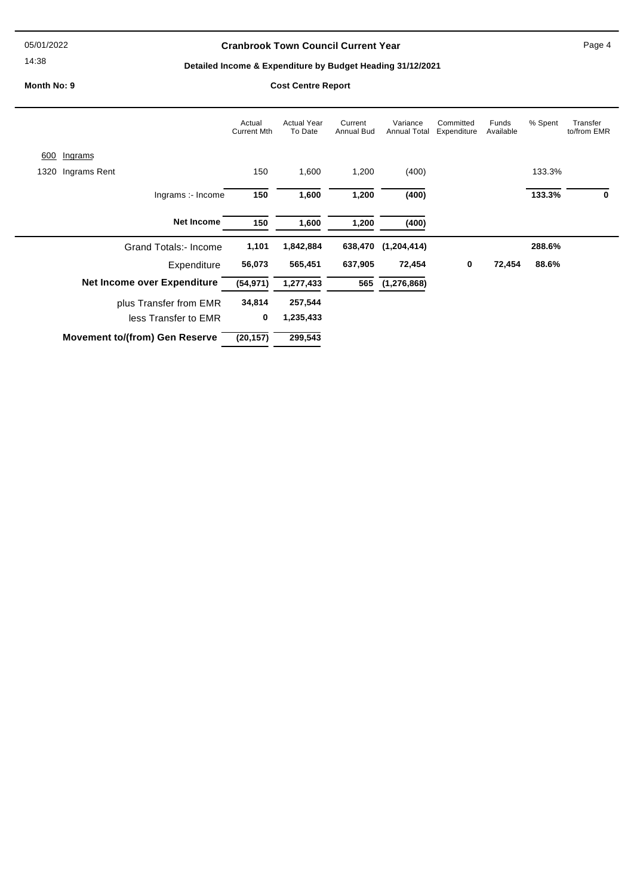05/01/2022

14:38

**Cranbrook Town Council Current Year**

**Detailed Income & Expenditure by Budget Heading 31/12/2021**

**Month No: 9**

**Cost Centre Report**

| | Actual Current Mth | Actual Year To Date | Current Annual Bud | Variance Annual Total | Committed Expenditure | Funds Available | % Spent | Transfer to/from EMR |
|---|---|---|---|---|---|---|---|---|
| 600 Ingrams | | | | | | | | |
| 1320 Ingrams Rent | 150 | 1,600 | 1,200 | (400) | | | 133.3% | |
| Ingrams :- Income | **150** | **1,600** | **1,200** | **(400)** | | | **133.3%** | **0** |
| **Net Income** | **150** | **1,600** | **1,200** | **(400)** | | | | |
| Grand Totals:- Income | **1,101** | **1,842,884** | **638,470** | **(1,204,414)** | | | **288.6%** | |
| Expenditure | **56,073** | **565,451** | **637,905** | **72,454** | **0** | **72,454** | **88.6%** | |
| **Net Income over Expenditure** | **(54,971)** | **1,277,433** | **565** | **(1,276,868)** | | | | |
| plus Transfer from EMR | **34,814** | **257,544** | | | | | | |
| less Transfer to EMR | **0** | **1,235,433** | | | | | | |
| **Movement to/(from) Gen Reserve** | **(20,157)** | **299,543** | | | | | | |